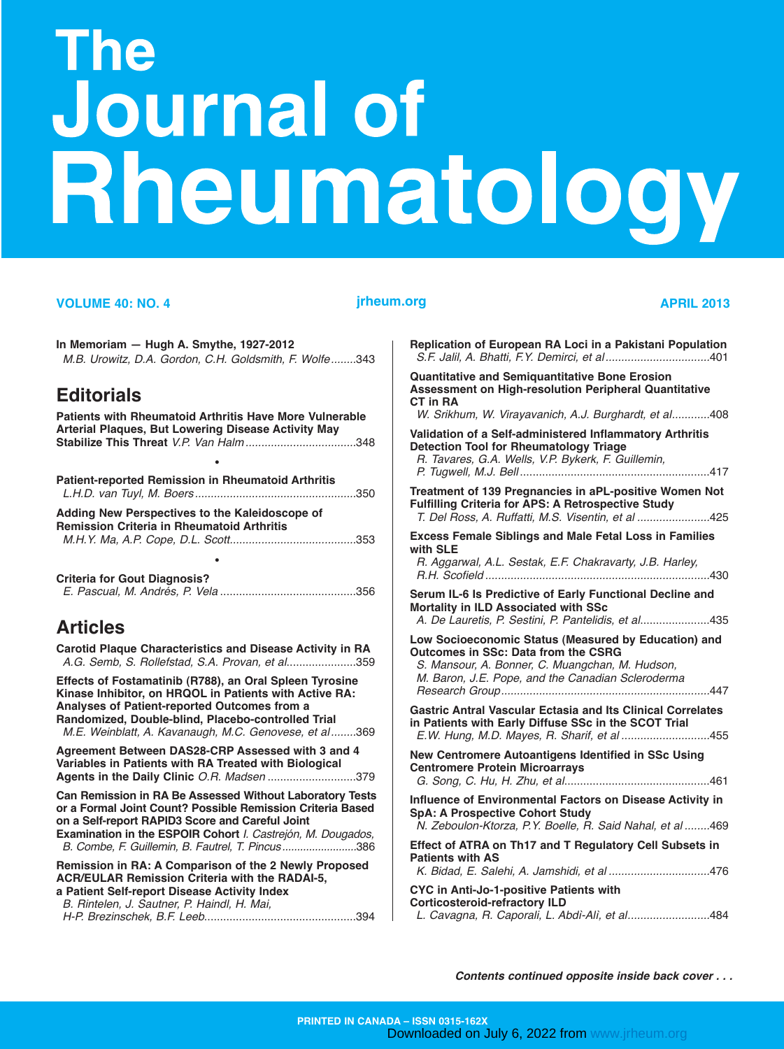# The Journal of Rheumatology

**VOLUME 40: NO. 4** jrheum.org **APRIL 2013**

**In Memoriam — Hugh A. Smythe, 1927-2012**
*M.B. Urowitz, D.A. Gordon, C.H. Goldsmith, F. Wolfe*........343

## Editorials

**Patients with Rheumatoid Arthritis Have More Vulnerable Arterial Plaques, But Lowering Disease Activity May Stabilize This Threat** *V.P. Van Halm*...................................348

•

**Patient-reported Remission in Rheumatoid Arthritis**
*L.H.D. van Tuyl, M. Boers*...................................................350

**Adding New Perspectives to the Kaleidoscope of Remission Criteria in Rheumatoid Arthritis**
*M.H.Y. Ma, A.P. Cope, D.L. Scott*........................................353

•

**Criteria for Gout Diagnosis?**
*E. Pascual, M. Andrés, P. Vela*...........................................356

## Articles

**Carotid Plaque Characteristics and Disease Activity in RA**
*A.G. Semb, S. Rollefstad, S.A. Provan, et al*......................359

**Effects of Fostamatinib (R788), an Oral Spleen Tyrosine Kinase Inhibitor, on HRQOL in Patients with Active RA: Analyses of Patient-reported Outcomes from a Randomized, Double-blind, Placebo-controlled Trial**
*M.E. Weinblatt, A. Kavanaugh, M.C. Genovese, et al*........369

**Agreement Between DAS28-CRP Assessed with 3 and 4 Variables in Patients with RA Treated with Biological Agents in the Daily Clinic** *O.R. Madsen*............................379

**Can Remission in RA Be Assessed Without Laboratory Tests or a Formal Joint Count? Possible Remission Criteria Based on a Self-report RAPID3 Score and Careful Joint Examination in the ESPOIR Cohort** *I. Castrejón, M. Dougados, B. Combe, F. Guillemin, B. Fautrel, T. Pincus*........................386

**Remission in RA: A Comparison of the 2 Newly Proposed ACR/EULAR Remission Criteria with the RADAI-5, a Patient Self-report Disease Activity Index**
*B. Rintelen, J. Sautner, P. Haindl, H. Mai, H-P. Brezinschek, B.F. Leeb*................................................394

**Replication of European RA Loci in a Pakistani Population**
*S.F. Jalil, A. Bhatti, F.Y. Demirci, et al*.................................401

**Quantitative and Semiquantitative Bone Erosion Assessment on High-resolution Peripheral Quantitative CT in RA**
*W. Srikhum, W. Virayavanich, A.J. Burghardt, et al*............408

**Validation of a Self-administered Inflammatory Arthritis Detection Tool for Rheumatology Triage**
*R. Tavares, G.A. Wells, V.P. Bykerk, F. Guillemin, P. Tugwell, M.J. Bell*...........................................................417

**Treatment of 139 Pregnancies in aPL-positive Women Not Fulfilling Criteria for APS: A Retrospective Study**
*T. Del Ross, A. Ruffatti, M.S. Visentin, et al*.......................425

**Excess Female Siblings and Male Fetal Loss in Families with SLE**
*R. Aggarwal, A.L. Sestak, E.F. Chakravarty, J.B. Harley, R.H. Scofield*.......................................................................430

**Serum IL-6 Is Predictive of Early Functional Decline and Mortality in ILD Associated with SSc**
*A. De Lauretis, P. Sestini, P. Pantelidis, et al*......................435

**Low Socioeconomic Status (Measured by Education) and Outcomes in SSc: Data from the CSRG**
*S. Mansour, A. Bonner, C. Muangchan, M. Hudson, M. Baron, J.E. Pope, and the Canadian Scleroderma Research Group*.................................................................447

**Gastric Antral Vascular Ectasia and Its Clinical Correlates in Patients with Early Diffuse SSc in the SCOT Trial**
*E.W. Hung, M.D. Mayes, R. Sharif, et al*............................455

**New Centromere Autoantigens Identified in SSc Using Centromere Protein Microarrays**
*G. Song, C. Hu, H. Zhu, et al*..............................................461

**Influence of Environmental Factors on Disease Activity in SpA: A Prospective Cohort Study**
*N. Zeboulon-Ktorza, P.Y. Boelle, R. Said Nahal, et al*........469

**Effect of ATRA on Th17 and T Regulatory Cell Subsets in Patients with AS**
*K. Bidad, E. Salehi, A. Jamshidi, et al*................................476

**CYC in Anti-Jo-1-positive Patients with Corticosteroid-refractory ILD**
*L. Cavagna, R. Caporali, L. Abdì-Alì, et al*..........................484

***Contents continued opposite inside back cover . . .***

PRINTED IN CANADA – ISSN 0315-162X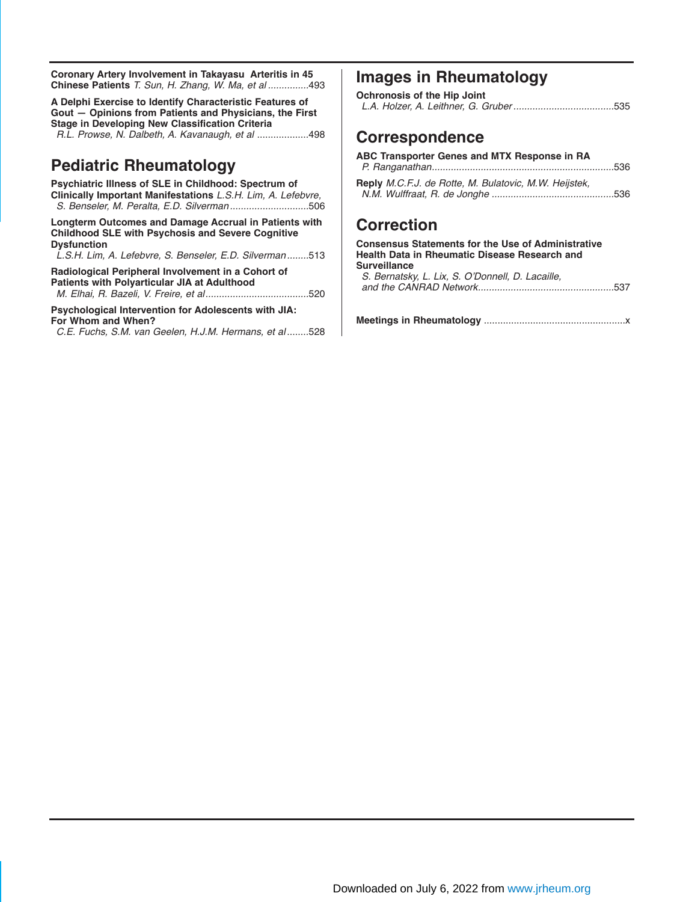**Coronary Artery Involvement in Takayasu Arteritis in 45 Chinese Patients** *T. Sun, H. Zhang, W. Ma, et al* ...............493

**A Delphi Exercise to Identify Characteristic Features of Gout — Opinions from Patients and Physicians, the First Stage in Developing New Classification Criteria**
*R.L. Prowse, N. Dalbeth, A. Kavanaugh, et al* ...................498

## Pediatric Rheumatology

**Psychiatric Illness of SLE in Childhood: Spectrum of Clinically Important Manifestations** *L.S.H. Lim, A. Lefebvre, S. Benseler, M. Peralta, E.D. Silverman* .............................506

**Longterm Outcomes and Damage Accrual in Patients with Childhood SLE with Psychosis and Severe Cognitive Dysfunction**
*L.S.H. Lim, A. Lefebvre, S. Benseler, E.D. Silverman* ........513

**Radiological Peripheral Involvement in a Cohort of Patients with Polyarticular JIA at Adulthood**
*M. Elhai, R. Bazeli, V. Freire, et al* ......................................520

**Psychological Intervention for Adolescents with JIA: For Whom and When?**
*C.E. Fuchs, S.M. van Geelen, H.J.M. Hermans, et al* ........528

## Images in Rheumatology

**Ochronosis of the Hip Joint**
*L.A. Holzer, A. Leithner, G. Gruber* .....................................535

## Correspondence

**ABC Transporter Genes and MTX Response in RA**
*P. Ranganathan*...................................................................536

**Reply** *M.C.F.J. de Rotte, M. Bulatovic, M.W. Heijstek, N.M. Wulffraat, R. de Jonghe* .............................................536

## Correction

**Consensus Statements for the Use of Administrative Health Data in Rheumatic Disease Research and Surveillance**
*S. Bernatsky, L. Lix, S. O'Donnell, D. Lacaille, and the CANRAD Network*..................................................537

**Meetings in Rheumatology** ....................................................x